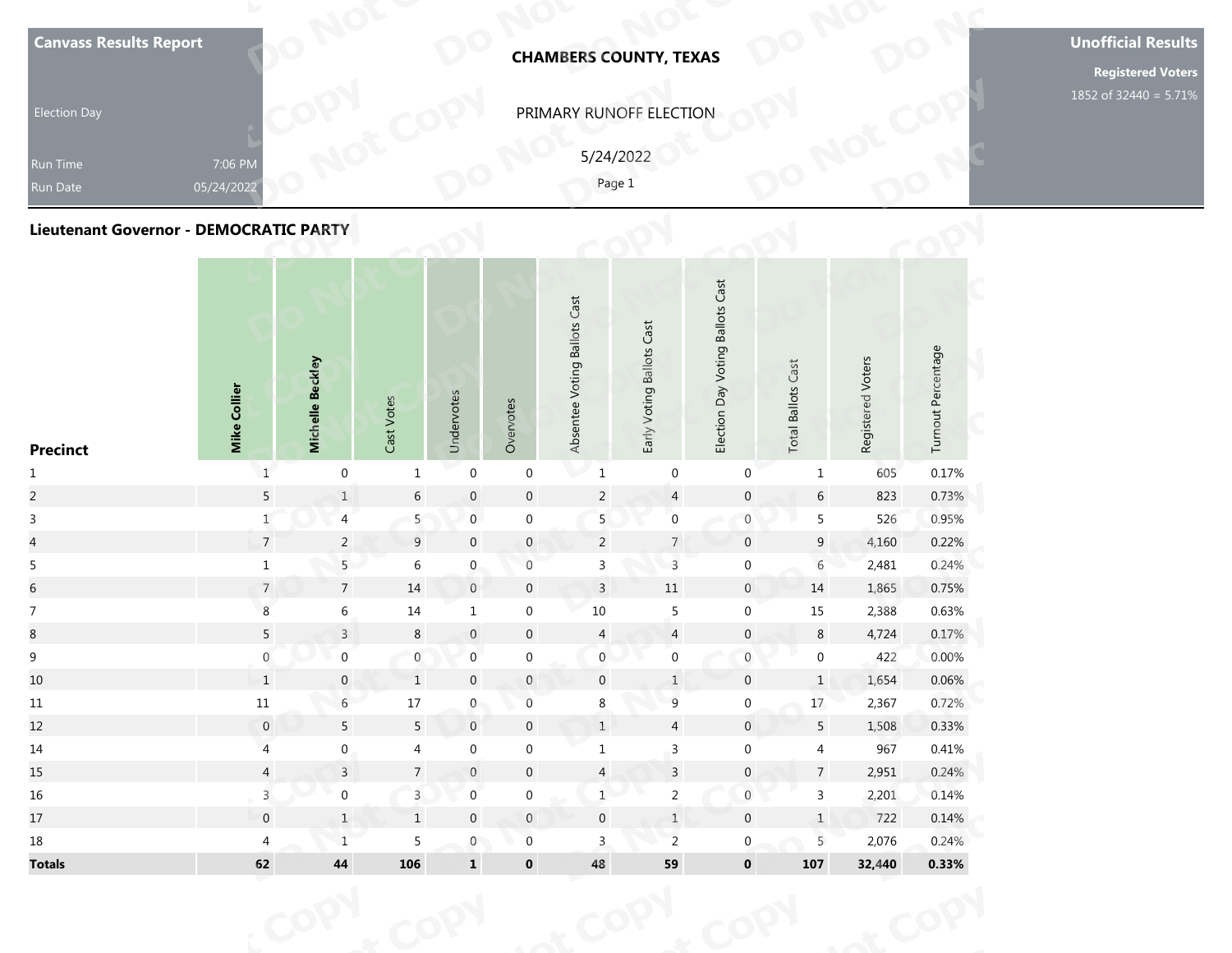**Canvass Results Report**

Election Day

Run Time 7:06 PM
Run Date 05/24/2022

**CHAMBERS COUNTY, TEXAS**

PRIMARY RUNOFF ELECTION

5/24/2022

**Unofficial Results**

**Registered Voters**
1852 of 32440 = 5.71%

## Lieutenant Governor - DEMOCRATIC PARTY

| Precinct | Mike Collier | Michelle Beckley | Cast Votes | Undervotes | Overvotes | Absentee Voting Ballots Cast | Early Voting Ballots Cast | Election Day Voting Ballots Cast | Total Ballots Cast | Registered Voters | Turnout Percentage |
|---|---|---|---|---|---|---|---|---|---|---|---|
| 1 | 1 | 0 | 1 | 0 | 0 | 1 | 0 | 0 | 1 | 605 | 0.17% |
| 2 | 5 | 1 | 6 | 0 | 0 | 2 | 4 | 0 | 6 | 823 | 0.73% |
| 3 | 1 | 4 | 5 | 0 | 0 | 5 | 0 | 0 | 5 | 526 | 0.95% |
| 4 | 7 | 2 | 9 | 0 | 0 | 2 | 7 | 0 | 9 | 4,160 | 0.22% |
| 5 | 1 | 5 | 6 | 0 | 0 | 3 | 3 | 0 | 6 | 2,481 | 0.24% |
| 6 | 7 | 7 | 14 | 0 | 0 | 3 | 11 | 0 | 14 | 1,865 | 0.75% |
| 7 | 8 | 6 | 14 | 1 | 0 | 10 | 5 | 0 | 15 | 2,388 | 0.63% |
| 8 | 5 | 3 | 8 | 0 | 0 | 4 | 4 | 0 | 8 | 4,724 | 0.17% |
| 9 | 0 | 0 | 0 | 0 | 0 | 0 | 0 | 0 | 0 | 422 | 0.00% |
| 10 | 1 | 0 | 1 | 0 | 0 | 0 | 1 | 0 | 1 | 1,654 | 0.06% |
| 11 | 11 | 6 | 17 | 0 | 0 | 8 | 9 | 0 | 17 | 2,367 | 0.72% |
| 12 | 0 | 5 | 5 | 0 | 0 | 1 | 4 | 0 | 5 | 1,508 | 0.33% |
| 14 | 4 | 0 | 4 | 0 | 0 | 1 | 3 | 0 | 4 | 967 | 0.41% |
| 15 | 4 | 3 | 7 | 0 | 0 | 4 | 3 | 0 | 7 | 2,951 | 0.24% |
| 16 | 3 | 0 | 3 | 0 | 0 | 1 | 2 | 0 | 3 | 2,201 | 0.14% |
| 17 | 0 | 1 | 1 | 0 | 0 | 0 | 1 | 0 | 1 | 722 | 0.14% |
| 18 | 4 | 1 | 5 | 0 | 0 | 3 | 2 | 0 | 5 | 2,076 | 0.24% |
| **Totals** | **62** | **44** | **106** | **1** | **0** | **48** | **59** | **0** | **107** | **32,440** | **0.33%** |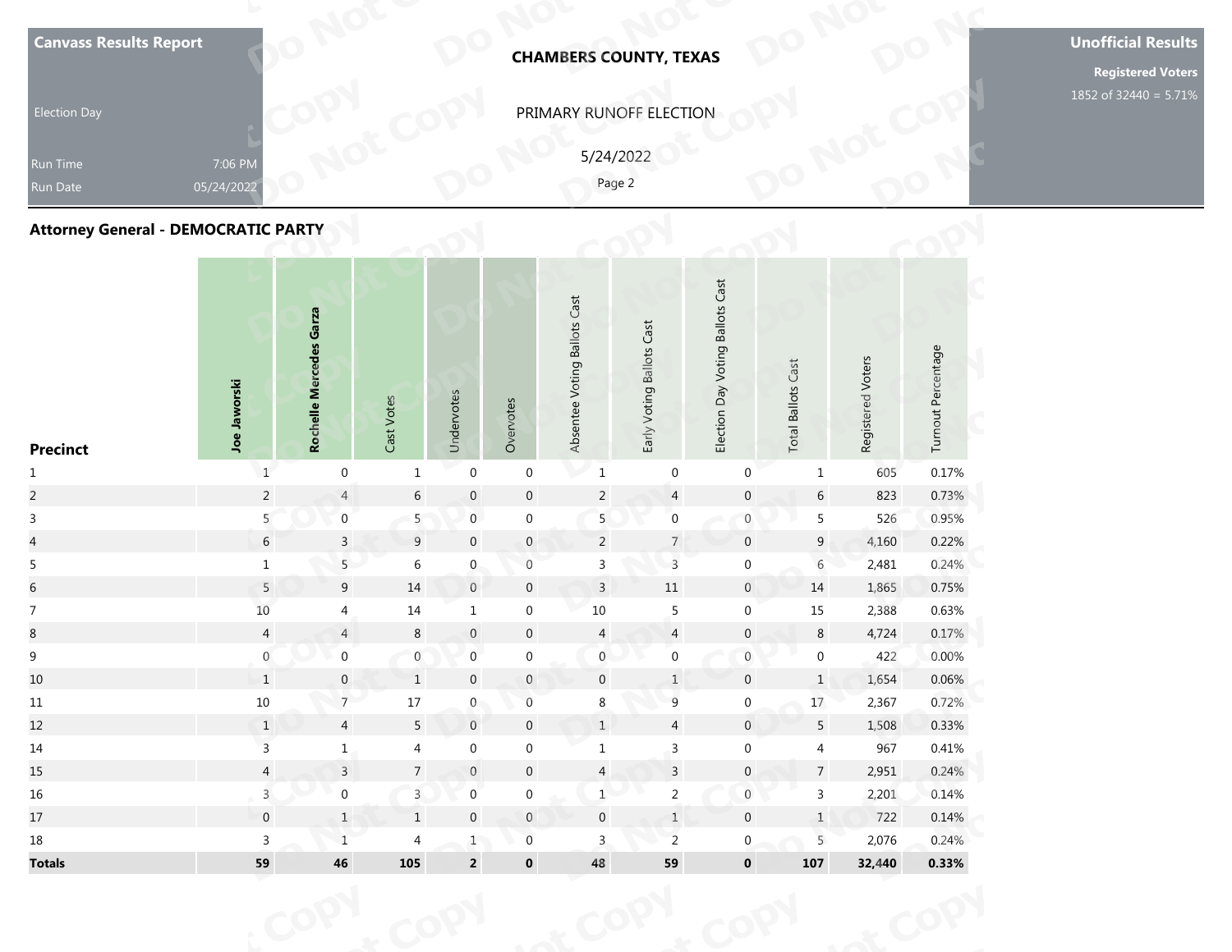**Canvass Results Report**

Election Day

Run Time 7:06 PM

Run Date 05/24/2022

**CHAMBERS COUNTY, TEXAS**

PRIMARY RUNOFF ELECTION

5/24/2022

**Unofficial Results**

**Registered Voters**

1852 of 32440 = 5.71%

## Attorney General - DEMOCRATIC PARTY

| Precinct | Joe Jaworski | Rochelle Mercedes Garza | Cast Votes | Undervotes | Overvotes | Absentee Voting Ballots Cast | Early Voting Ballots Cast | Election Day Voting Ballots Cast | Total Ballots Cast | Registered Voters | Turnout Percentage |
|---|---|---|---|---|---|---|---|---|---|---|---|
| 1 | 1 | 0 | 1 | 0 | 0 | 1 | 0 | 0 | 1 | 605 | 0.17% |
| 2 | 2 | 4 | 6 | 0 | 0 | 2 | 4 | 0 | 6 | 823 | 0.73% |
| 3 | 5 | 0 | 5 | 0 | 0 | 5 | 0 | 0 | 5 | 526 | 0.95% |
| 4 | 6 | 3 | 9 | 0 | 0 | 2 | 7 | 0 | 9 | 4,160 | 0.22% |
| 5 | 1 | 5 | 6 | 0 | 0 | 3 | 3 | 0 | 6 | 2,481 | 0.24% |
| 6 | 5 | 9 | 14 | 0 | 0 | 3 | 11 | 0 | 14 | 1,865 | 0.75% |
| 7 | 10 | 4 | 14 | 1 | 0 | 10 | 5 | 0 | 15 | 2,388 | 0.63% |
| 8 | 4 | 4 | 8 | 0 | 0 | 4 | 4 | 0 | 8 | 4,724 | 0.17% |
| 9 | 0 | 0 | 0 | 0 | 0 | 0 | 0 | 0 | 0 | 422 | 0.00% |
| 10 | 1 | 0 | 1 | 0 | 0 | 0 | 1 | 0 | 1 | 1,654 | 0.06% |
| 11 | 10 | 7 | 17 | 0 | 0 | 8 | 9 | 0 | 17 | 2,367 | 0.72% |
| 12 | 1 | 4 | 5 | 0 | 0 | 1 | 4 | 0 | 5 | 1,508 | 0.33% |
| 14 | 3 | 1 | 4 | 0 | 0 | 1 | 3 | 0 | 4 | 967 | 0.41% |
| 15 | 4 | 3 | 7 | 0 | 0 | 4 | 3 | 0 | 7 | 2,951 | 0.24% |
| 16 | 3 | 0 | 3 | 0 | 0 | 1 | 2 | 0 | 3 | 2,201 | 0.14% |
| 17 | 0 | 1 | 1 | 0 | 0 | 0 | 1 | 0 | 1 | 722 | 0.14% |
| 18 | 3 | 1 | 4 | 1 | 0 | 3 | 2 | 0 | 5 | 2,076 | 0.24% |
| **Totals** | **59** | **46** | **105** | **2** | **0** | **48** | **59** | **0** | **107** | **32,440** | **0.33%** |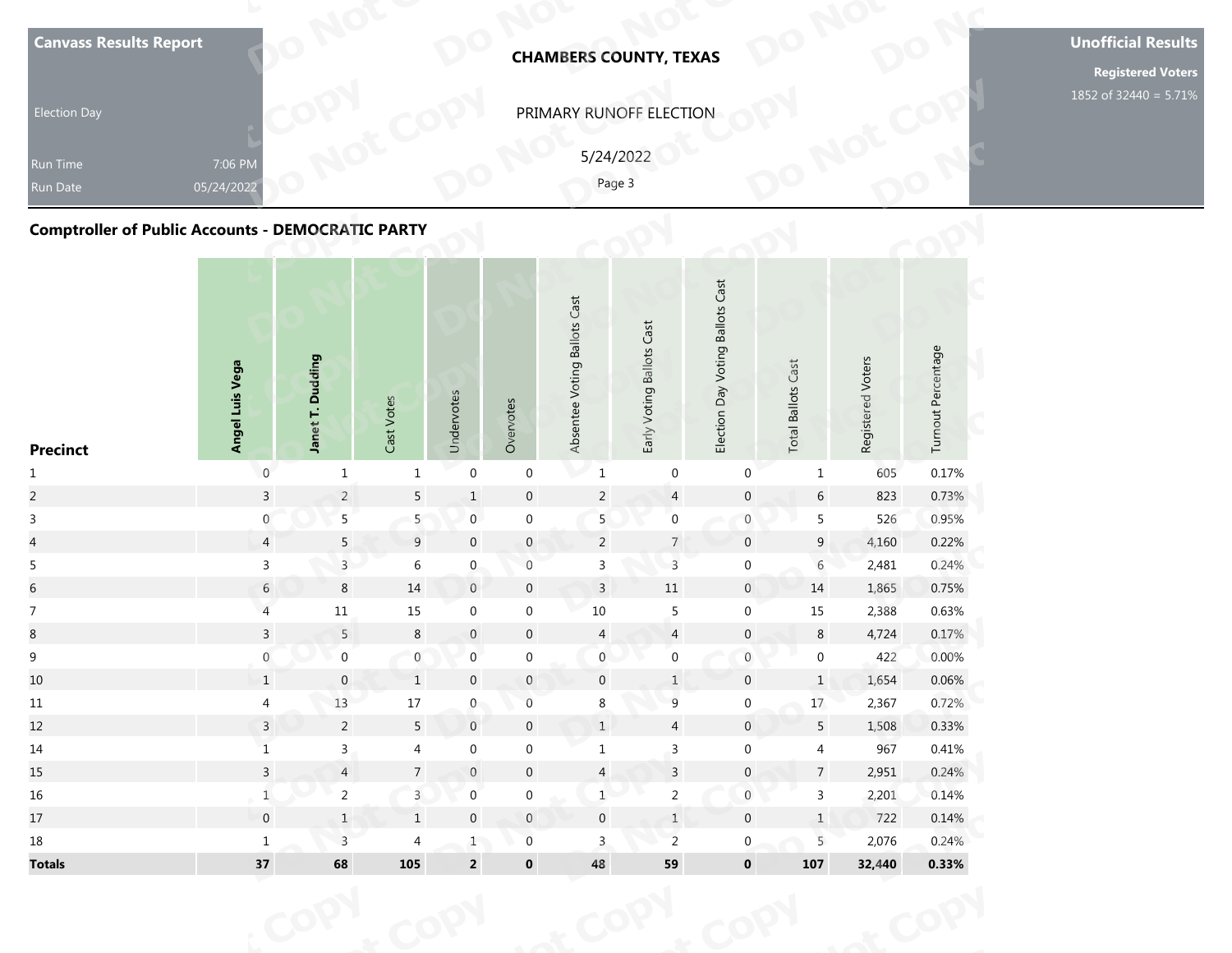Canvass Results Report

Election Day

Run Time 7:06 PM

Run Date 05/24/2022

**CHAMBERS COUNTY, TEXAS**

PRIMARY RUNOFF ELECTION

5/24/2022

**Unofficial Results**

**Registered Voters**

1852 of 32440 = 5.71%

## Comptroller of Public Accounts - DEMOCRATIC PARTY

| Precinct | Angel Luis Vega | Janet T. Dudding | Cast Votes | Undervotes | Overvotes | Absentee Voting Ballots Cast | Early Voting Ballots Cast | Election Day Voting Ballots Cast | Total Ballots Cast | Registered Voters | Turnout Percentage |
|---|---|---|---|---|---|---|---|---|---|---|---|
| 1 | 0 | 1 | 1 | 0 | 0 | 1 | 0 | 0 | 1 | 605 | 0.17% |
| 2 | 3 | 2 | 5 | 1 | 0 | 2 | 4 | 0 | 6 | 823 | 0.73% |
| 3 | 0 | 5 | 5 | 0 | 0 | 5 | 0 | 0 | 5 | 526 | 0.95% |
| 4 | 4 | 5 | 9 | 0 | 0 | 2 | 7 | 0 | 9 | 4,160 | 0.22% |
| 5 | 3 | 3 | 6 | 0 | 0 | 3 | 3 | 0 | 6 | 2,481 | 0.24% |
| 6 | 6 | 8 | 14 | 0 | 0 | 3 | 11 | 0 | 14 | 1,865 | 0.75% |
| 7 | 4 | 11 | 15 | 0 | 0 | 10 | 5 | 0 | 15 | 2,388 | 0.63% |
| 8 | 3 | 5 | 8 | 0 | 0 | 4 | 4 | 0 | 8 | 4,724 | 0.17% |
| 9 | 0 | 0 | 0 | 0 | 0 | 0 | 0 | 0 | 0 | 422 | 0.00% |
| 10 | 1 | 0 | 1 | 0 | 0 | 0 | 1 | 0 | 1 | 1,654 | 0.06% |
| 11 | 4 | 13 | 17 | 0 | 0 | 8 | 9 | 0 | 17 | 2,367 | 0.72% |
| 12 | 3 | 2 | 5 | 0 | 0 | 1 | 4 | 0 | 5 | 1,508 | 0.33% |
| 14 | 1 | 3 | 4 | 0 | 0 | 1 | 3 | 0 | 4 | 967 | 0.41% |
| 15 | 3 | 4 | 7 | 0 | 0 | 4 | 3 | 0 | 7 | 2,951 | 0.24% |
| 16 | 1 | 2 | 3 | 0 | 0 | 1 | 2 | 0 | 3 | 2,201 | 0.14% |
| 17 | 0 | 1 | 1 | 0 | 0 | 0 | 1 | 0 | 1 | 722 | 0.14% |
| 18 | 1 | 3 | 4 | 1 | 0 | 3 | 2 | 0 | 5 | 2,076 | 0.24% |
| **Totals** | **37** | **68** | **105** | **2** | **0** | **48** | **59** | **0** | **107** | **32,440** | **0.33%** |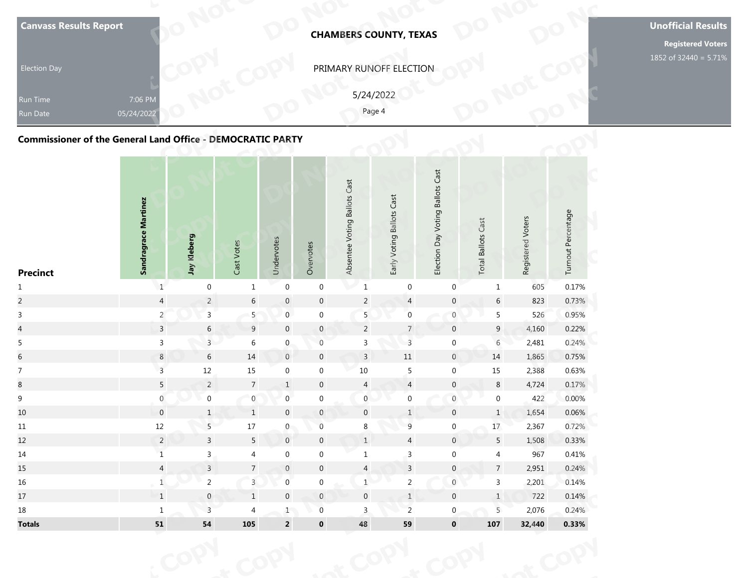**Canvass Results Report**

Election Day

Run Time 7:06 PM
Run Date 05/24/2022

**CHAMBERS COUNTY, TEXAS**

PRIMARY RUNOFF ELECTION

5/24/2022

**Unofficial Results**

**Registered Voters**
1852 of 32440 = 5.71%

## Commissioner of the General Land Office - DEMOCRATIC PARTY

| Precinct | Sandragrace Martinez | Jay Kleberg | Cast Votes | Undervotes | Overvotes | Absentee Voting Ballots Cast | Early Voting Ballots Cast | Election Day Voting Ballots Cast | Total Ballots Cast | Registered Voters | Turnout Percentage |
|---|---|---|---|---|---|---|---|---|---|---|---|
| 1 | 1 | 0 | 1 | 0 | 0 | 1 | 0 | 0 | 1 | 605 | 0.17% |
| 2 | 4 | 2 | 6 | 0 | 0 | 2 | 4 | 0 | 6 | 823 | 0.73% |
| 3 | 2 | 3 | 5 | 0 | 0 | 5 | 0 | 0 | 5 | 526 | 0.95% |
| 4 | 3 | 6 | 9 | 0 | 0 | 2 | 7 | 0 | 9 | 4,160 | 0.22% |
| 5 | 3 | 3 | 6 | 0 | 0 | 3 | 3 | 0 | 6 | 2,481 | 0.24% |
| 6 | 8 | 6 | 14 | 0 | 0 | 3 | 11 | 0 | 14 | 1,865 | 0.75% |
| 7 | 3 | 12 | 15 | 0 | 0 | 10 | 5 | 0 | 15 | 2,388 | 0.63% |
| 8 | 5 | 2 | 7 | 1 | 0 | 4 | 4 | 0 | 8 | 4,724 | 0.17% |
| 9 | 0 | 0 | 0 | 0 | 0 | 0 | 0 | 0 | 0 | 422 | 0.00% |
| 10 | 0 | 1 | 1 | 0 | 0 | 0 | 1 | 0 | 1 | 1,654 | 0.06% |
| 11 | 12 | 5 | 17 | 0 | 0 | 8 | 9 | 0 | 17 | 2,367 | 0.72% |
| 12 | 2 | 3 | 5 | 0 | 0 | 1 | 4 | 0 | 5 | 1,508 | 0.33% |
| 14 | 1 | 3 | 4 | 0 | 0 | 1 | 3 | 0 | 4 | 967 | 0.41% |
| 15 | 4 | 3 | 7 | 0 | 0 | 4 | 3 | 0 | 7 | 2,951 | 0.24% |
| 16 | 1 | 2 | 3 | 0 | 0 | 1 | 2 | 0 | 3 | 2,201 | 0.14% |
| 17 | 1 | 0 | 1 | 0 | 0 | 0 | 1 | 0 | 1 | 722 | 0.14% |
| 18 | 1 | 3 | 4 | 1 | 0 | 3 | 2 | 0 | 5 | 2,076 | 0.24% |
| **Totals** | **51** | **54** | **105** | **2** | **0** | **48** | **59** | **0** | **107** | **32,440** | **0.33%** |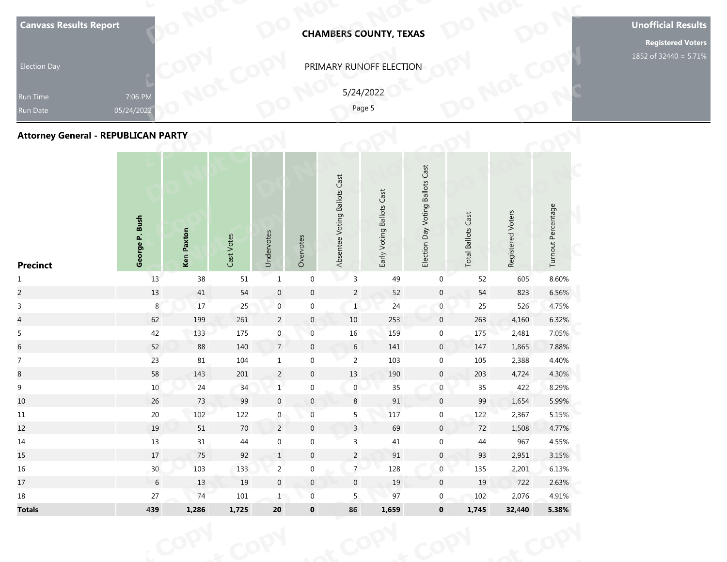Canvass Results Report

Election Day

Run Time 7:06 PM

Run Date 05/24/2022

# CHAMBERS COUNTY, TEXAS

PRIMARY RUNOFF ELECTION

5/24/2022

**Unofficial Results**

**Registered Voters**

1852 of 32440 = 5.71%

## Attorney General - REPUBLICAN PARTY

| Precinct | George P. Bush | Ken Paxton | Cast Votes | Undervotes | Overvotes | Absentee Voting Ballots Cast | Early Voting Ballots Cast | Election Day Voting Ballots Cast | Total Ballots Cast | Registered Voters | Turnout Percentage |
|---|---|---|---|---|---|---|---|---|---|---|---|
| 1 | 13 | 38 | 51 | 1 | 0 | 3 | 49 | 0 | 52 | 605 | 8.60% |
| 2 | 13 | 41 | 54 | 0 | 0 | 2 | 52 | 0 | 54 | 823 | 6.56% |
| 3 | 8 | 17 | 25 | 0 | 0 | 1 | 24 | 0 | 25 | 526 | 4.75% |
| 4 | 62 | 199 | 261 | 2 | 0 | 10 | 253 | 0 | 263 | 4,160 | 6.32% |
| 5 | 42 | 133 | 175 | 0 | 0 | 16 | 159 | 0 | 175 | 2,481 | 7.05% |
| 6 | 52 | 88 | 140 | 7 | 0 | 6 | 141 | 0 | 147 | 1,865 | 7.88% |
| 7 | 23 | 81 | 104 | 1 | 0 | 2 | 103 | 0 | 105 | 2,388 | 4.40% |
| 8 | 58 | 143 | 201 | 2 | 0 | 13 | 190 | 0 | 203 | 4,724 | 4.30% |
| 9 | 10 | 24 | 34 | 1 | 0 | 0 | 35 | 0 | 35 | 422 | 8.29% |
| 10 | 26 | 73 | 99 | 0 | 0 | 8 | 91 | 0 | 99 | 1,654 | 5.99% |
| 11 | 20 | 102 | 122 | 0 | 0 | 5 | 117 | 0 | 122 | 2,367 | 5.15% |
| 12 | 19 | 51 | 70 | 2 | 0 | 3 | 69 | 0 | 72 | 1,508 | 4.77% |
| 14 | 13 | 31 | 44 | 0 | 0 | 3 | 41 | 0 | 44 | 967 | 4.55% |
| 15 | 17 | 75 | 92 | 1 | 0 | 2 | 91 | 0 | 93 | 2,951 | 3.15% |
| 16 | 30 | 103 | 133 | 2 | 0 | 7 | 128 | 0 | 135 | 2,201 | 6.13% |
| 17 | 6 | 13 | 19 | 0 | 0 | 0 | 19 | 0 | 19 | 722 | 2.63% |
| 18 | 27 | 74 | 101 | 1 | 0 | 5 | 97 | 0 | 102 | 2,076 | 4.91% |
| **Totals** | **439** | **1,286** | **1,725** | **20** | **0** | **86** | **1,659** | **0** | **1,745** | **32,440** | **5.38%** |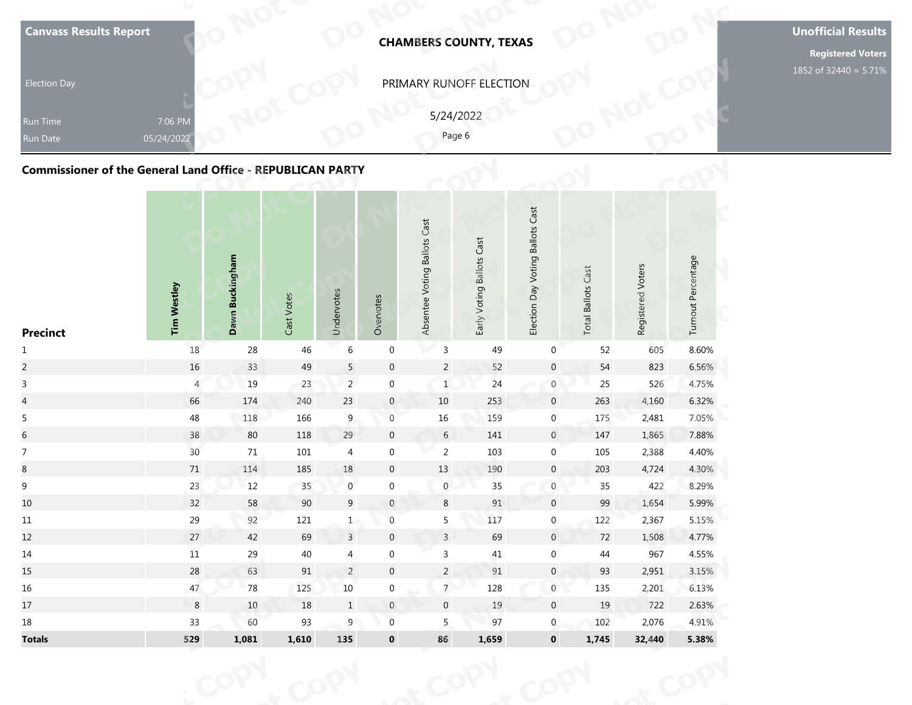**Canvass Results Report**

Election Day

Run Time 7:06 PM

Run Date 05/24/2022

**CHAMBERS COUNTY, TEXAS**

PRIMARY RUNOFF ELECTION

5/24/2022

**Unofficial Results**

**Registered Voters**

1852 of 32440 = 5.71%

## Commissioner of the General Land Office - REPUBLICAN PARTY

| Precinct | Tim Westley | Dawn Buckingham | Cast Votes | Undervotes | Overvotes | Absentee Voting Ballots Cast | Early Voting Ballots Cast | Election Day Voting Ballots Cast | Total Ballots Cast | Registered Voters | Turnout Percentage |
|---|---|---|---|---|---|---|---|---|---|---|---|
| 1 | 18 | 28 | 46 | 6 | 0 | 3 | 49 | 0 | 52 | 605 | 8.60% |
| 2 | 16 | 33 | 49 | 5 | 0 | 2 | 52 | 0 | 54 | 823 | 6.56% |
| 3 | 4 | 19 | 23 | 2 | 0 | 1 | 24 | 0 | 25 | 526 | 4.75% |
| 4 | 66 | 174 | 240 | 23 | 0 | 10 | 253 | 0 | 263 | 4,160 | 6.32% |
| 5 | 48 | 118 | 166 | 9 | 0 | 16 | 159 | 0 | 175 | 2,481 | 7.05% |
| 6 | 38 | 80 | 118 | 29 | 0 | 6 | 141 | 0 | 147 | 1,865 | 7.88% |
| 7 | 30 | 71 | 101 | 4 | 0 | 2 | 103 | 0 | 105 | 2,388 | 4.40% |
| 8 | 71 | 114 | 185 | 18 | 0 | 13 | 190 | 0 | 203 | 4,724 | 4.30% |
| 9 | 23 | 12 | 35 | 0 | 0 | 0 | 35 | 0 | 35 | 422 | 8.29% |
| 10 | 32 | 58 | 90 | 9 | 0 | 8 | 91 | 0 | 99 | 1,654 | 5.99% |
| 11 | 29 | 92 | 121 | 1 | 0 | 5 | 117 | 0 | 122 | 2,367 | 5.15% |
| 12 | 27 | 42 | 69 | 3 | 0 | 3 | 69 | 0 | 72 | 1,508 | 4.77% |
| 14 | 11 | 29 | 40 | 4 | 0 | 3 | 41 | 0 | 44 | 967 | 4.55% |
| 15 | 28 | 63 | 91 | 2 | 0 | 2 | 91 | 0 | 93 | 2,951 | 3.15% |
| 16 | 47 | 78 | 125 | 10 | 0 | 7 | 128 | 0 | 135 | 2,201 | 6.13% |
| 17 | 8 | 10 | 18 | 1 | 0 | 0 | 19 | 0 | 19 | 722 | 2.63% |
| 18 | 33 | 60 | 93 | 9 | 0 | 5 | 97 | 0 | 102 | 2,076 | 4.91% |
| **Totals** | **529** | **1,081** | **1,610** | **135** | **0** | **86** | **1,659** | **0** | **1,745** | **32,440** | **5.38%** |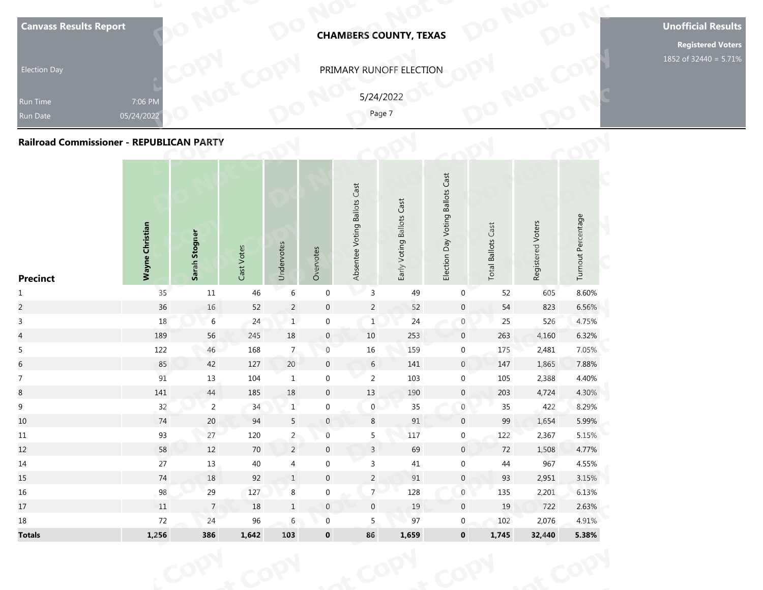**Canvass Results Report**

Election Day

Run Time 7:06 PM
Run Date 05/24/2022

**CHAMBERS COUNTY, TEXAS**

PRIMARY RUNOFF ELECTION

5/24/2022

**Unofficial Results**

**Registered Voters**
1852 of 32440 = 5.71%

## Railroad Commissioner - REPUBLICAN PARTY

| Precinct | Wayne Christian | Sarah Stogner | Cast Votes | Undervotes | Overvotes | Absentee Voting Ballots Cast | Early Voting Ballots Cast | Election Day Voting Ballots Cast | Total Ballots Cast | Registered Voters | Turnout Percentage |
|---|---|---|---|---|---|---|---|---|---|---|---|
| 1 | 35 | 11 | 46 | 6 | 0 | 3 | 49 | 0 | 52 | 605 | 8.60% |
| 2 | 36 | 16 | 52 | 2 | 0 | 2 | 52 | 0 | 54 | 823 | 6.56% |
| 3 | 18 | 6 | 24 | 1 | 0 | 1 | 24 | 0 | 25 | 526 | 4.75% |
| 4 | 189 | 56 | 245 | 18 | 0 | 10 | 253 | 0 | 263 | 4,160 | 6.32% |
| 5 | 122 | 46 | 168 | 7 | 0 | 16 | 159 | 0 | 175 | 2,481 | 7.05% |
| 6 | 85 | 42 | 127 | 20 | 0 | 6 | 141 | 0 | 147 | 1,865 | 7.88% |
| 7 | 91 | 13 | 104 | 1 | 0 | 2 | 103 | 0 | 105 | 2,388 | 4.40% |
| 8 | 141 | 44 | 185 | 18 | 0 | 13 | 190 | 0 | 203 | 4,724 | 4.30% |
| 9 | 32 | 2 | 34 | 1 | 0 | 0 | 35 | 0 | 35 | 422 | 8.29% |
| 10 | 74 | 20 | 94 | 5 | 0 | 8 | 91 | 0 | 99 | 1,654 | 5.99% |
| 11 | 93 | 27 | 120 | 2 | 0 | 5 | 117 | 0 | 122 | 2,367 | 5.15% |
| 12 | 58 | 12 | 70 | 2 | 0 | 3 | 69 | 0 | 72 | 1,508 | 4.77% |
| 14 | 27 | 13 | 40 | 4 | 0 | 3 | 41 | 0 | 44 | 967 | 4.55% |
| 15 | 74 | 18 | 92 | 1 | 0 | 2 | 91 | 0 | 93 | 2,951 | 3.15% |
| 16 | 98 | 29 | 127 | 8 | 0 | 7 | 128 | 0 | 135 | 2,201 | 6.13% |
| 17 | 11 | 7 | 18 | 1 | 0 | 0 | 19 | 0 | 19 | 722 | 2.63% |
| 18 | 72 | 24 | 96 | 6 | 0 | 5 | 97 | 0 | 102 | 2,076 | 4.91% |
| **Totals** | **1,256** | **386** | **1,642** | **103** | **0** | **86** | **1,659** | **0** | **1,745** | **32,440** | **5.38%** |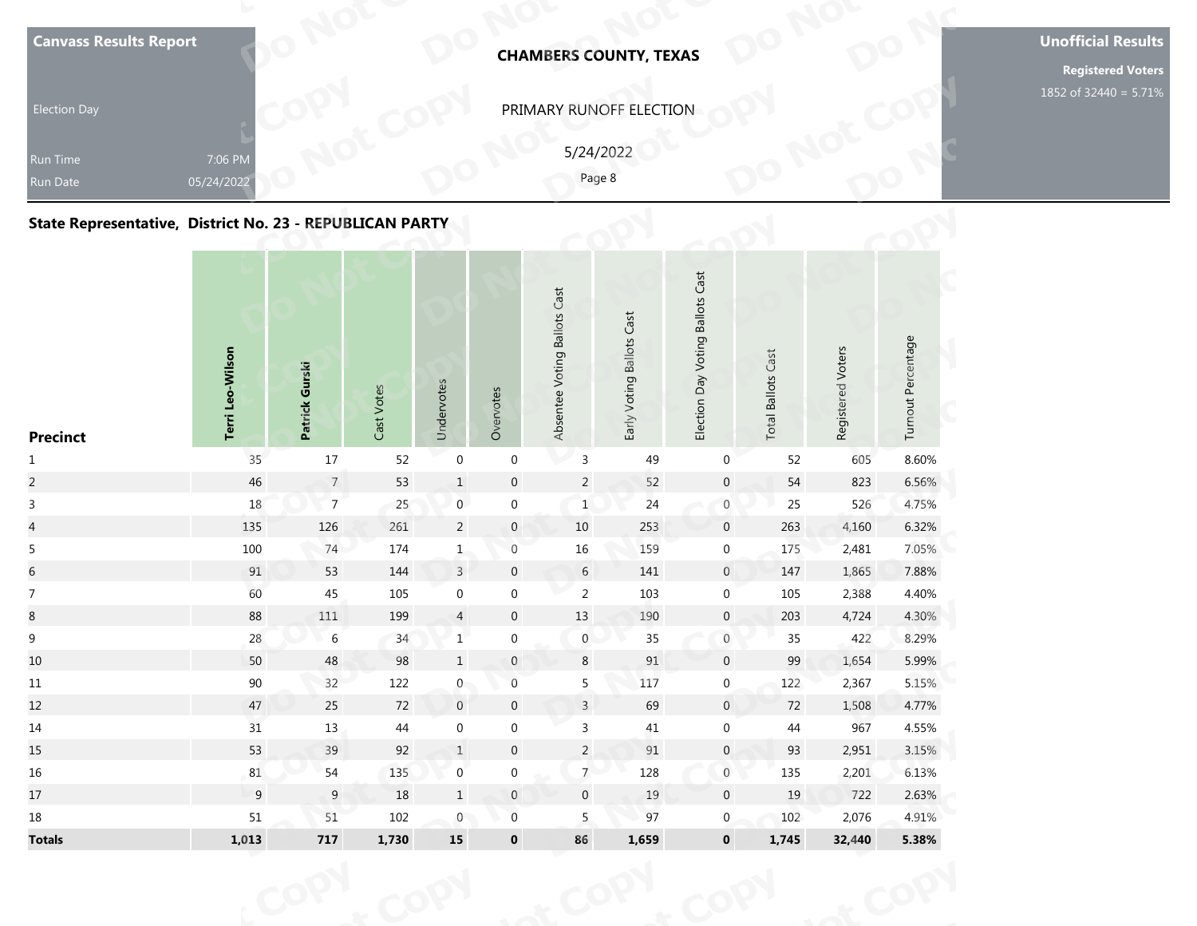**Canvass Results Report**

Election Day

Run Time 7:06 PM

Run Date 05/24/2022

**CHAMBERS COUNTY, TEXAS**

PRIMARY RUNOFF ELECTION

5/24/2022

**Unofficial Results**

**Registered Voters**

1852 of 32440 = 5.71%

## State Representative, District No. 23 - REPUBLICAN PARTY

| Precinct | Terri Leo-Wilson | Patrick Gurski | Cast Votes | Undervotes | Overvotes | Absentee Voting Ballots Cast | Early Voting Ballots Cast | Election Day Voting Ballots Cast | Total Ballots Cast | Registered Voters | Turnout Percentage |
|---|---|---|---|---|---|---|---|---|---|---|---|
| 1 | 35 | 17 | 52 | 0 | 0 | 3 | 49 | 0 | 52 | 605 | 8.60% |
| 2 | 46 | 7 | 53 | 1 | 0 | 2 | 52 | 0 | 54 | 823 | 6.56% |
| 3 | 18 | 7 | 25 | 0 | 0 | 1 | 24 | 0 | 25 | 526 | 4.75% |
| 4 | 135 | 126 | 261 | 2 | 0 | 10 | 253 | 0 | 263 | 4,160 | 6.32% |
| 5 | 100 | 74 | 174 | 1 | 0 | 16 | 159 | 0 | 175 | 2,481 | 7.05% |
| 6 | 91 | 53 | 144 | 3 | 0 | 6 | 141 | 0 | 147 | 1,865 | 7.88% |
| 7 | 60 | 45 | 105 | 0 | 0 | 2 | 103 | 0 | 105 | 2,388 | 4.40% |
| 8 | 88 | 111 | 199 | 4 | 0 | 13 | 190 | 0 | 203 | 4,724 | 4.30% |
| 9 | 28 | 6 | 34 | 1 | 0 | 0 | 35 | 0 | 35 | 422 | 8.29% |
| 10 | 50 | 48 | 98 | 1 | 0 | 8 | 91 | 0 | 99 | 1,654 | 5.99% |
| 11 | 90 | 32 | 122 | 0 | 0 | 5 | 117 | 0 | 122 | 2,367 | 5.15% |
| 12 | 47 | 25 | 72 | 0 | 0 | 3 | 69 | 0 | 72 | 1,508 | 4.77% |
| 14 | 31 | 13 | 44 | 0 | 0 | 3 | 41 | 0 | 44 | 967 | 4.55% |
| 15 | 53 | 39 | 92 | 1 | 0 | 2 | 91 | 0 | 93 | 2,951 | 3.15% |
| 16 | 81 | 54 | 135 | 0 | 0 | 7 | 128 | 0 | 135 | 2,201 | 6.13% |
| 17 | 9 | 9 | 18 | 1 | 0 | 0 | 19 | 0 | 19 | 722 | 2.63% |
| 18 | 51 | 51 | 102 | 0 | 0 | 5 | 97 | 0 | 102 | 2,076 | 4.91% |
| **Totals** | **1,013** | **717** | **1,730** | **15** | **0** | **86** | **1,659** | **0** | **1,745** | **32,440** | **5.38%** |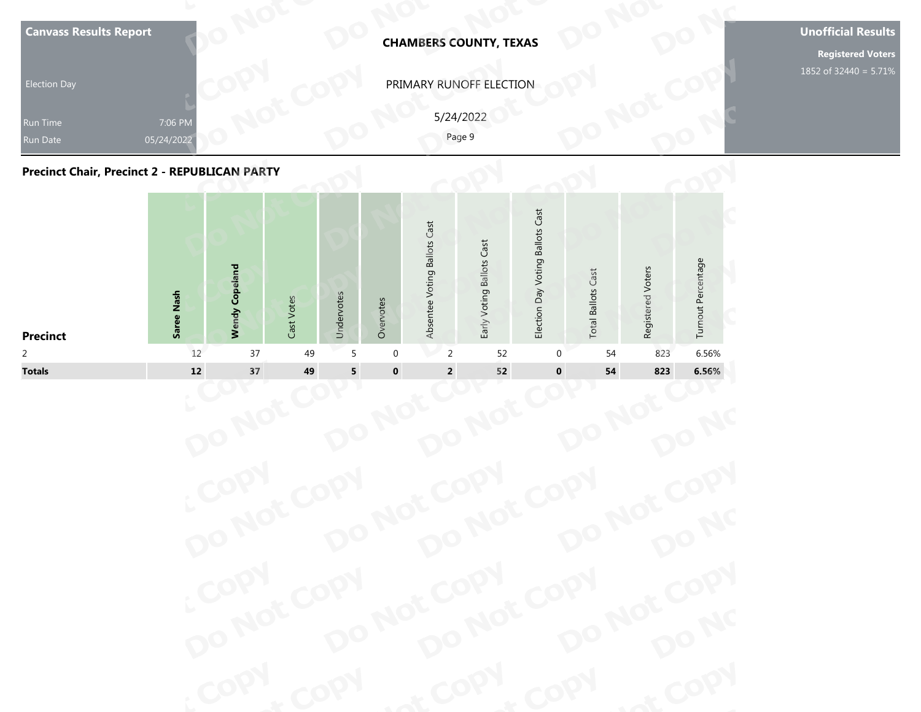**Canvass Results Report**

Election Day

Run Time 7:06 PM
Run Date 05/24/2022

**CHAMBERS COUNTY, TEXAS**

PRIMARY RUNOFF ELECTION

5/24/2022

**Unofficial Results**

**Registered Voters**
1852 of 32440 = 5.71%

## Precinct Chair, Precinct 2 - REPUBLICAN PARTY

| Precinct | Saree Nash | Wendy Copeland | Cast Votes | Undervotes | Overvotes | Absentee Voting Ballots Cast | Early Voting Ballots Cast | Election Day Voting Ballots Cast | Total Ballots Cast | Registered Voters | Turnout Percentage |
|---|---|---|---|---|---|---|---|---|---|---|---|
| 2 | 12 | 37 | 49 | 5 | 0 | 2 | 52 | 0 | 54 | 823 | 6.56% |
| **Totals** | **12** | **37** | **49** | **5** | **0** | **2** | **52** | **0** | **54** | **823** | **6.56%** |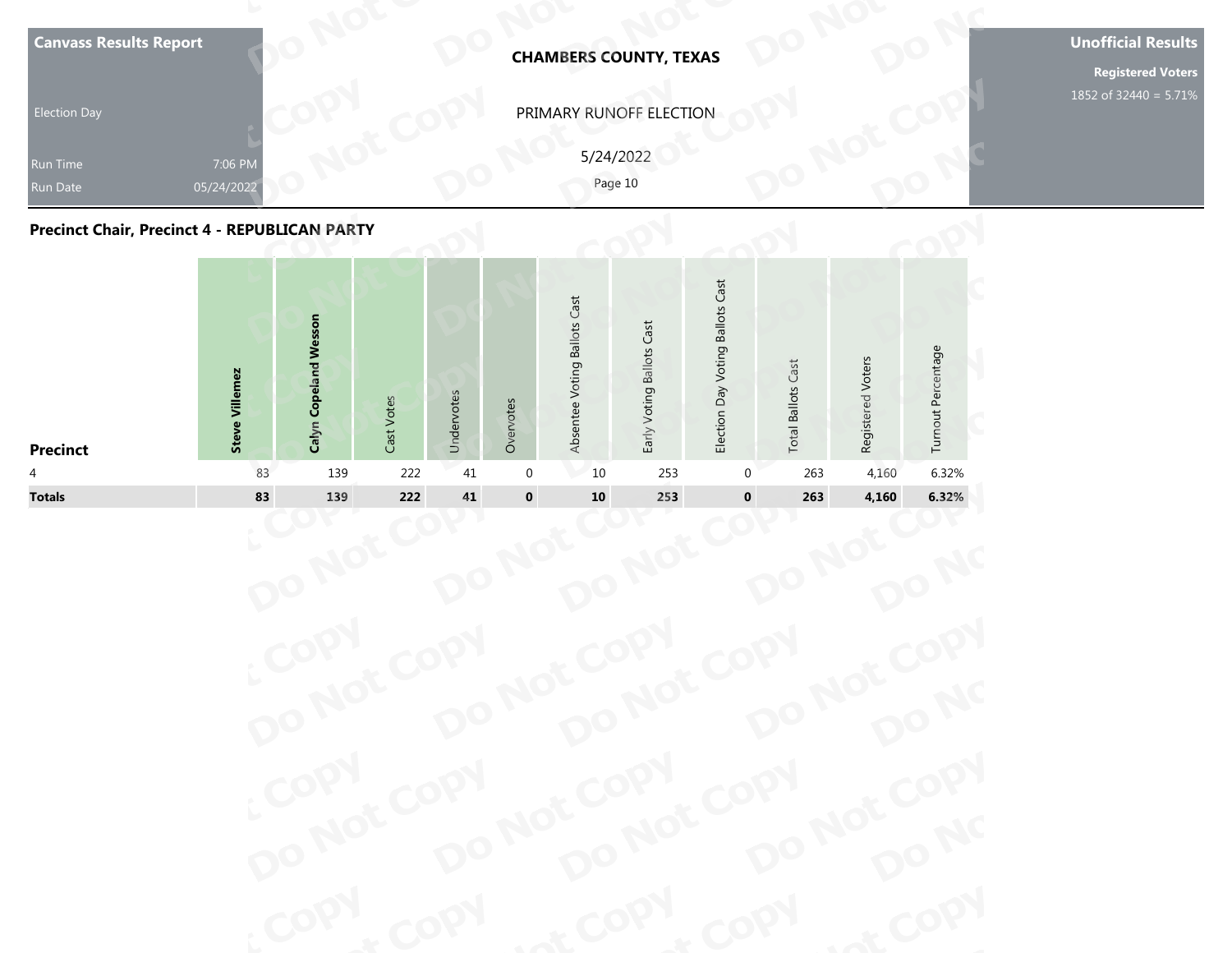**Canvass Results Report**

Election Day

Run Time 7:06 PM
Run Date 05/24/2022

**CHAMBERS COUNTY, TEXAS**

PRIMARY RUNOFF ELECTION

5/24/2022

**Unofficial Results**

**Registered Voters**
1852 of 32440 = 5.71%

## Precinct Chair, Precinct 4 - REPUBLICAN PARTY

| Precinct | Steve Villemez | Calyn Copeland Wesson | Cast Votes | Undervotes | Overvotes | Absentee Voting Ballots Cast | Early Voting Ballots Cast | Election Day Voting Ballots Cast | Total Ballots Cast | Registered Voters | Turnout Percentage |
|---|---|---|---|---|---|---|---|---|---|---|---|
| 4 | 83 | 139 | 222 | 41 | 0 | 10 | 253 | 0 | 263 | 4,160 | 6.32% |
| **Totals** | **83** | **139** | **222** | **41** | **0** | **10** | **253** | **0** | **263** | **4,160** | **6.32%** |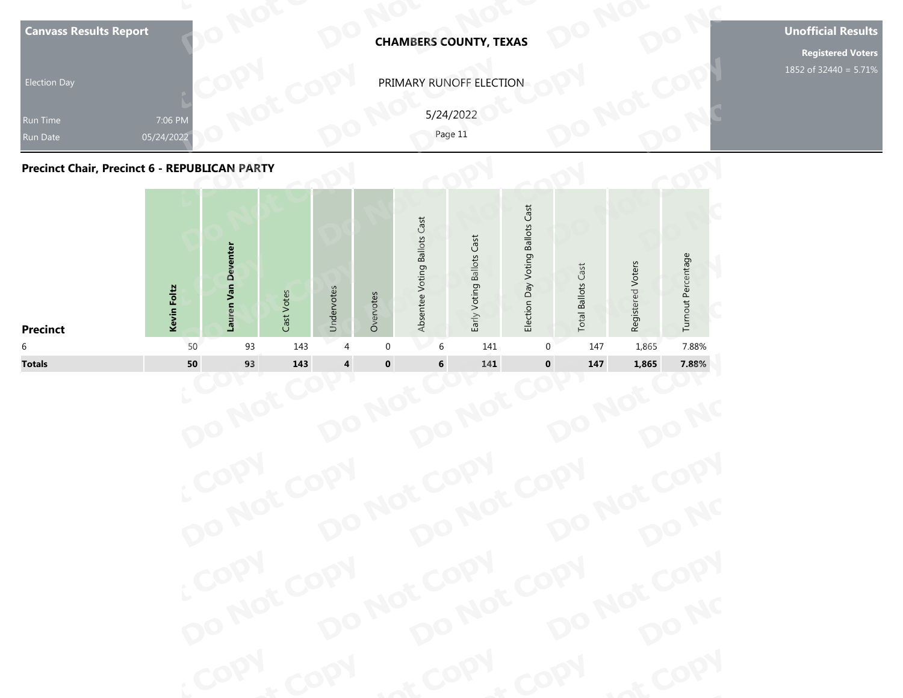**Canvass Results Report**

Election Day

Run Time 7:06 PM
Run Date 05/24/2022

**CHAMBERS COUNTY, TEXAS**

PRIMARY RUNOFF ELECTION

5/24/2022

**Unofficial Results**

**Registered Voters**
1852 of 32440 = 5.71%

## Precinct Chair, Precinct 6 - REPUBLICAN PARTY

| Precinct | Kevin Foltz | Lauren Van Deventer | Cast Votes | Undervotes | Overvotes | Absentee Voting Ballots Cast | Early Voting Ballots Cast | Election Day Voting Ballots Cast | Total Ballots Cast | Registered Voters | Turnout Percentage |
|---|---|---|---|---|---|---|---|---|---|---|---|
| 6 | 50 | 93 | 143 | 4 | 0 | 6 | 141 | 0 | 147 | 1,865 | 7.88% |
| **Totals** | **50** | **93** | **143** | **4** | **0** | **6** | **141** | **0** | **147** | **1,865** | **7.88%** |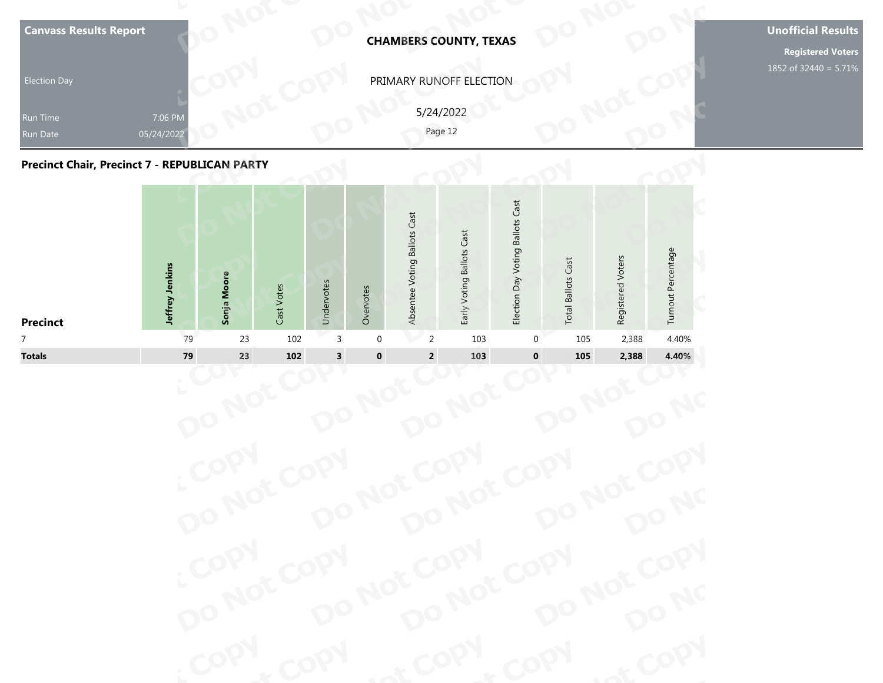**Canvass Results Report**

Election Day

Run Time 7:06 PM

Run Date 05/24/2022

**CHAMBERS COUNTY, TEXAS**

PRIMARY RUNOFF ELECTION

5/24/2022

**Unofficial Results**

**Registered Voters**

1852 of 32440 = 5.71%

## Precinct Chair, Precinct 7 - REPUBLICAN PARTY

| Precinct | Jeffrey Jenkins | Sonja Moore | Cast Votes | Undervotes | Overvotes | Absentee Voting Ballots Cast | Early Voting Ballots Cast | Election Day Voting Ballots Cast | Total Ballots Cast | Registered Voters | Turnout Percentage |
|---|---|---|---|---|---|---|---|---|---|---|---|
| 7 | 79 | 23 | 102 | 3 | 0 | 2 | 103 | 0 | 105 | 2,388 | 4.40% |
| **Totals** | **79** | **23** | **102** | **3** | **0** | **2** | **103** | **0** | **105** | **2,388** | **4.40%** |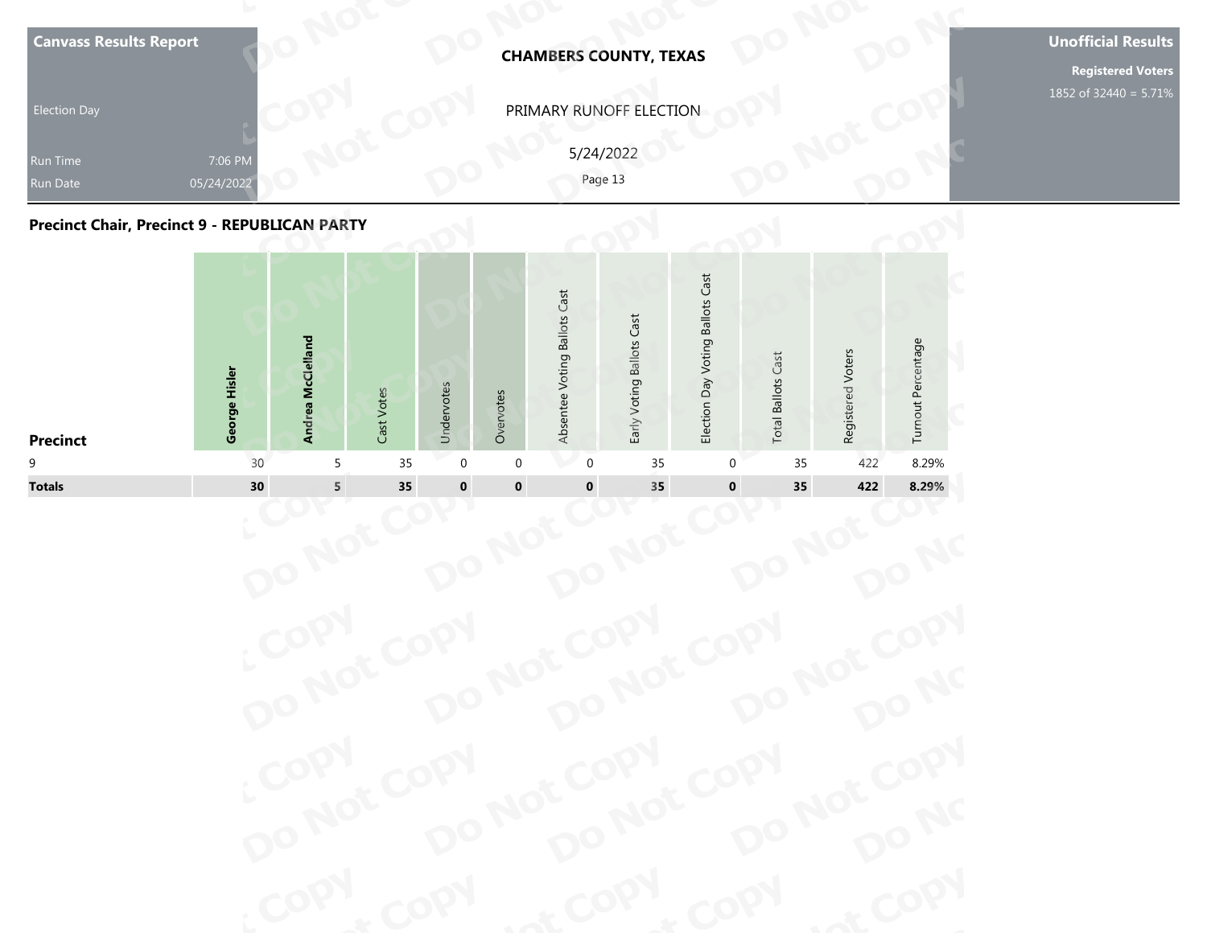Canvass Results Report

Election Day

Run Time 7:06 PM
Run Date 05/24/2022

**CHAMBERS COUNTY, TEXAS**

PRIMARY RUNOFF ELECTION

5/24/2022

**Unofficial Results**

**Registered Voters**
1852 of 32440 = 5.71%

## Precinct Chair, Precinct 9 - REPUBLICAN PARTY

| Precinct | George Hisler | Andrea McClelland | Cast Votes | Undervotes | Overvotes | Absentee Voting Ballots Cast | Early Voting Ballots Cast | Election Day Voting Ballots Cast | Total Ballots Cast | Registered Voters | Turnout Percentage |
|---|---|---|---|---|---|---|---|---|---|---|---|
| 9 | 30 | 5 | 35 | 0 | 0 | 0 | 35 | 0 | 35 | 422 | 8.29% |
| **Totals** | **30** | **5** | **35** | **0** | **0** | **0** | **35** | **0** | **35** | **422** | **8.29%** |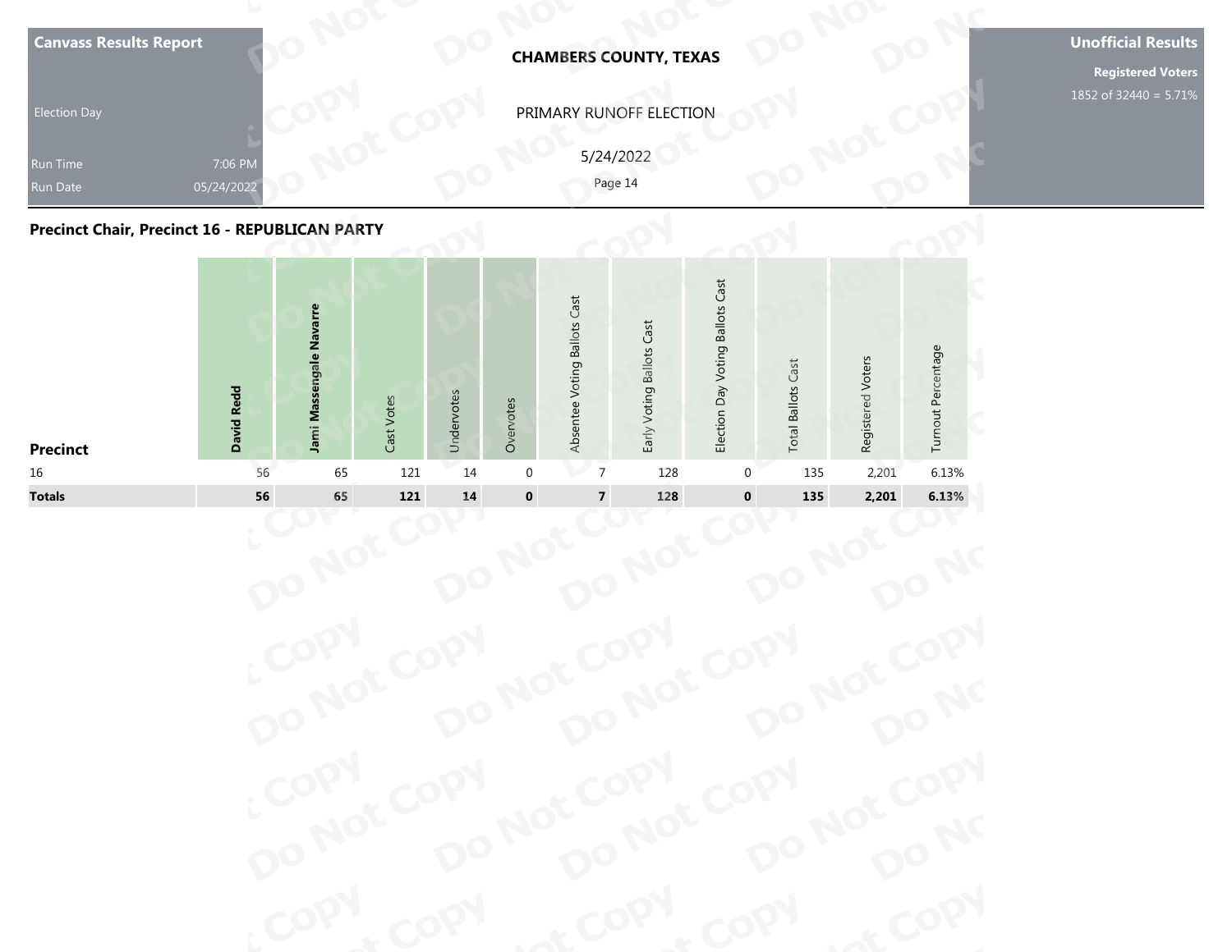**Canvass Results Report**

Election Day

Run Time 7:06 PM

Run Date 05/24/2022

**CHAMBERS COUNTY, TEXAS**

PRIMARY RUNOFF ELECTION

5/24/2022

**Unofficial Results**

**Registered Voters**

1852 of 32440 = 5.71%

## Precinct Chair, Precinct 16 - REPUBLICAN PARTY

| Precinct | David Redd | Jami Massengale Navarre | Cast Votes | Undervotes | Overvotes | Absentee Voting Ballots Cast | Early Voting Ballots Cast | Election Day Voting Ballots Cast | Total Ballots Cast | Registered Voters | Turnout Percentage |
|---|---|---|---|---|---|---|---|---|---|---|---|
| 16 | 56 | 65 | 121 | 14 | 0 | 7 | 128 | 0 | 135 | 2,201 | 6.13% |
| **Totals** | **56** | **65** | **121** | **14** | **0** | **7** | **128** | **0** | **135** | **2,201** | **6.13%** |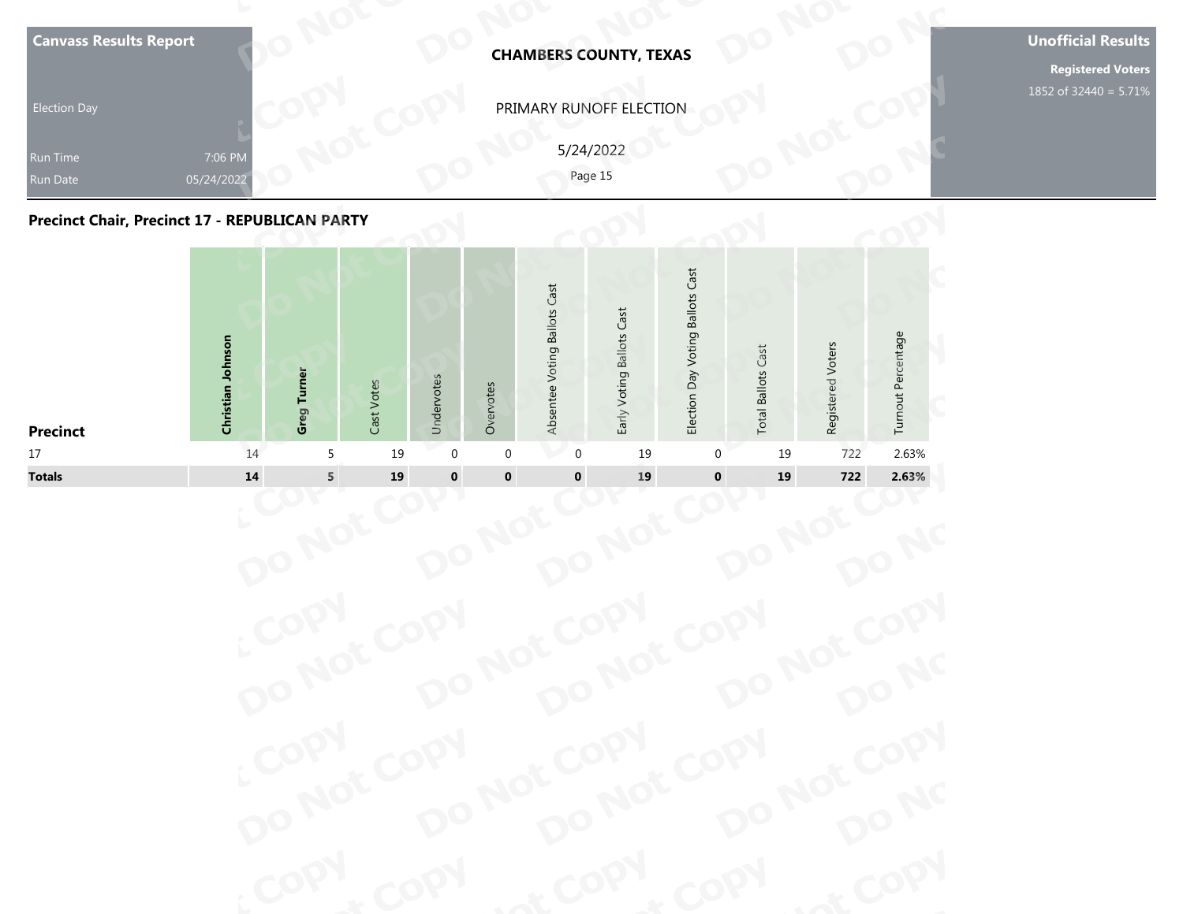**Canvass Results Report**

Election Day

Run Time 7:06 PM
Run Date 05/24/2022

**CHAMBERS COUNTY, TEXAS**

PRIMARY RUNOFF ELECTION

5/24/2022

**Unofficial Results**

**Registered Voters**
1852 of 32440 = 5.71%

## Precinct Chair, Precinct 17 - REPUBLICAN PARTY

| Precinct | **Christian Johnson** | **Greg Turner** | Cast Votes | Undervotes | Overvotes | Absentee Voting Ballots Cast | Early Voting Ballots Cast | Election Day Voting Ballots Cast | Total Ballots Cast | Registered Voters | Turnout Percentage |
|---|---|---|---|---|---|---|---|---|---|---|---|
| 17 | 14 | 5 | 19 | 0 | 0 | 0 | 19 | 0 | 19 | 722 | 2.63% |
| **Totals** | **14** | **5** | **19** | **0** | **0** | **0** | **19** | **0** | **19** | **722** | **2.63%** |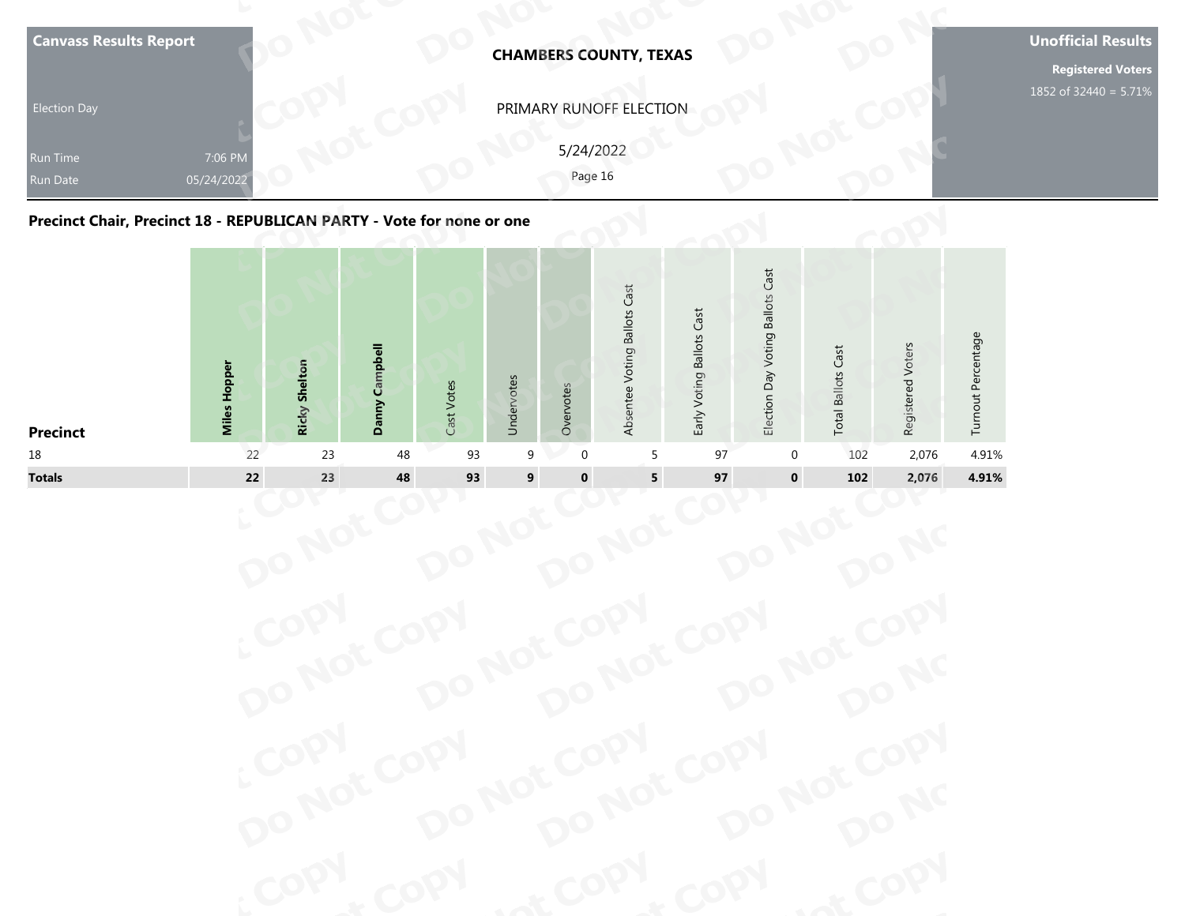**Canvass Results Report**

Election Day

Run Time 7:06 PM
Run Date 05/24/2022

**CHAMBERS COUNTY, TEXAS**

PRIMARY RUNOFF ELECTION

5/24/2022

**Unofficial Results**

**Registered Voters**
1852 of 32440 = 5.71%

## Precinct Chair, Precinct 18 - REPUBLICAN PARTY - Vote for none or one

| Precinct | Miles Hopper | Ricky Shelton | Danny Campbell | Cast Votes | Undervotes | Overvotes | Absentee Voting Ballots Cast | Early Voting Ballots Cast | Election Day Voting Ballots Cast | Total Ballots Cast | Registered Voters | Turnout Percentage |
|---|---|---|---|---|---|---|---|---|---|---|---|---|
| 18 | 22 | 23 | 48 | 93 | 9 | 0 | 5 | 97 | 0 | 102 | 2,076 | 4.91% |
| **Totals** | **22** | **23** | **48** | **93** | **9** | **0** | **5** | **97** | **0** | **102** | **2,076** | **4.91%** |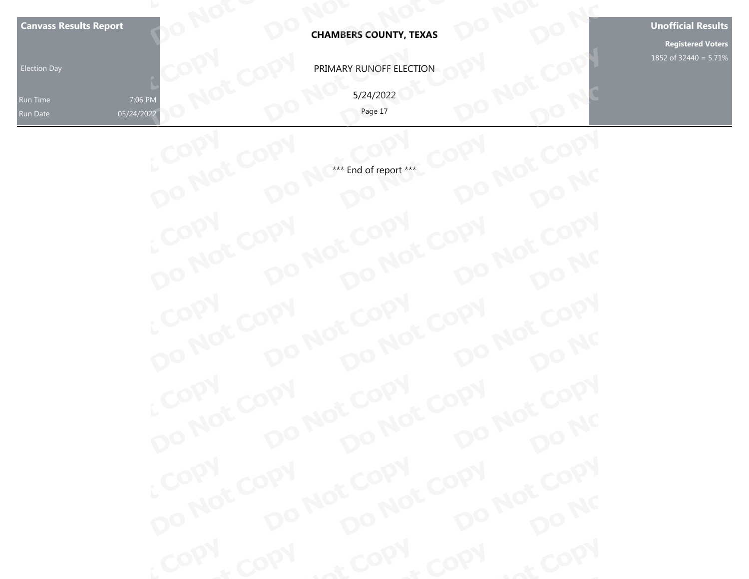*** End of report ***